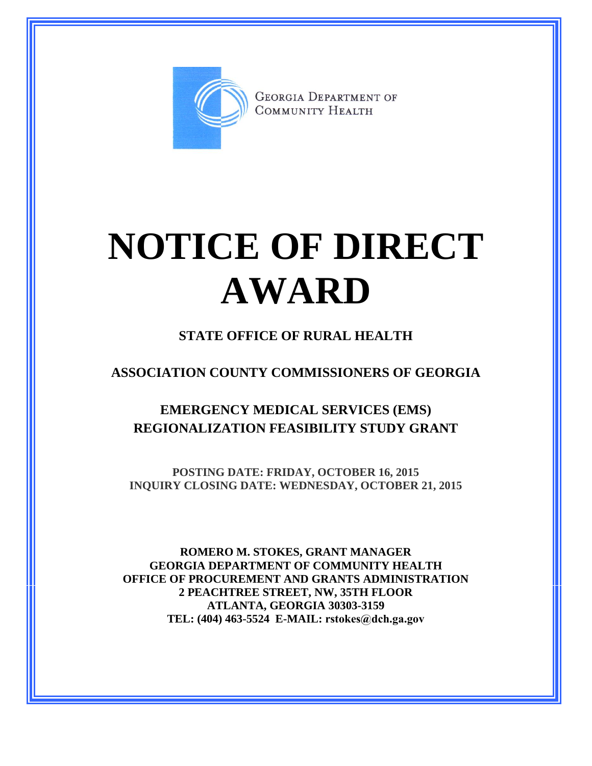GEORGIA DEPARTMENT OF COMMUNITY HEALTH

# NOTICE OF DIRECT AWARD

## STATE OFFICE OF RURAL HEALTH

## ASSOCIATION COUNTY COMMISSIONERS OF GEORGIA

## EMERGENCY MEDICAL SERVICES (EMS) REGIONALIZATION FEASIBILITY STUDY GRANT

**POSTING DATE: FRIDAY, OCTOBER 16, 2015**
**INQUIRY CLOSING DATE: WEDNESDAY, OCTOBER 21, 2015**

**ROMERO M. STOKES, GRANT MANAGER**
**GEORGIA DEPARTMENT OF COMMUNITY HEALTH**
**OFFICE OF PROCUREMENT AND GRANTS ADMINISTRATION**
**2 PEACHTREE STREET, NW, 35TH FLOOR**
**ATLANTA, GEORGIA 30303-3159**
**TEL: (404) 463-5524 E-MAIL: rstokes@dch.ga.gov**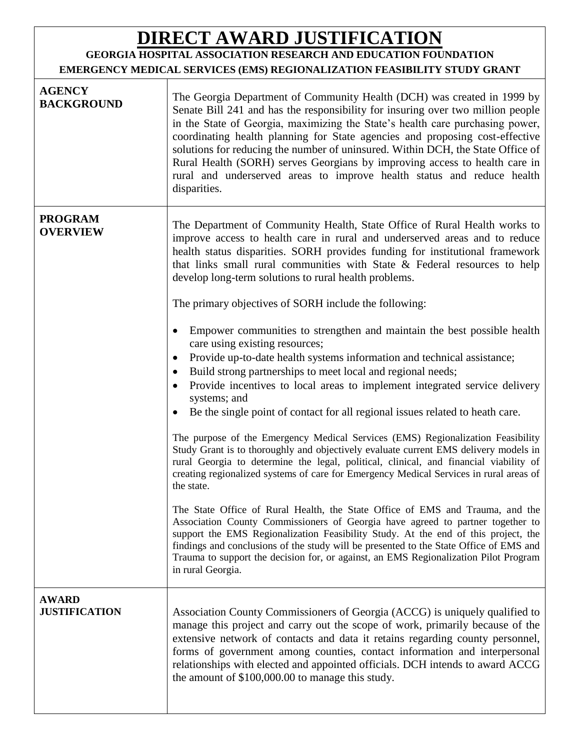# DIRECT AWARD JUSTIFICATION

**GEORGIA HOSPITAL ASSOCIATION RESEARCH AND EDUCATION FOUNDATION**

**EMERGENCY MEDICAL SERVICES (EMS) REGIONALIZATION FEASIBILITY STUDY GRANT**

| | |
|---|---|
| **AGENCY BACKGROUND** | The Georgia Department of Community Health (DCH) was created in 1999 by Senate Bill 241 and has the responsibility for insuring over two million people in the State of Georgia, maximizing the State's health care purchasing power, coordinating health planning for State agencies and proposing cost-effective solutions for reducing the number of uninsured. Within DCH, the State Office of Rural Health (SORH) serves Georgians by improving access to health care in rural and underserved areas to improve health status and reduce health disparities. |
| **PROGRAM OVERVIEW** | The Department of Community Health, State Office of Rural Health works to improve access to health care in rural and underserved areas and to reduce health status disparities. SORH provides funding for institutional framework that links small rural communities with State & Federal resources to help develop long-term solutions to rural health problems.<br><br>The primary objectives of SORH include the following:<br><br>• Empower communities to strengthen and maintain the best possible health care using existing resources;<br>• Provide up-to-date health systems information and technical assistance;<br>• Build strong partnerships to meet local and regional needs;<br>• Provide incentives to local areas to implement integrated service delivery systems; and<br>• Be the single point of contact for all regional issues related to heath care.<br><br>The purpose of the Emergency Medical Services (EMS) Regionalization Feasibility Study Grant is to thoroughly and objectively evaluate current EMS delivery models in rural Georgia to determine the legal, political, clinical, and financial viability of creating regionalized systems of care for Emergency Medical Services in rural areas of the state.<br><br>The State Office of Rural Health, the State Office of EMS and Trauma, and the Association County Commissioners of Georgia have agreed to partner together to support the EMS Regionalization Feasibility Study. At the end of this project, the findings and conclusions of the study will be presented to the State Office of EMS and Trauma to support the decision for, or against, an EMS Regionalization Pilot Program in rural Georgia. |
| **AWARD JUSTIFICATION** | Association County Commissioners of Georgia (ACCG) is uniquely qualified to manage this project and carry out the scope of work, primarily because of the extensive network of contacts and data it retains regarding county personnel, forms of government among counties, contact information and interpersonal relationships with elected and appointed officials. DCH intends to award ACCG the amount of $100,000.00 to manage this study. |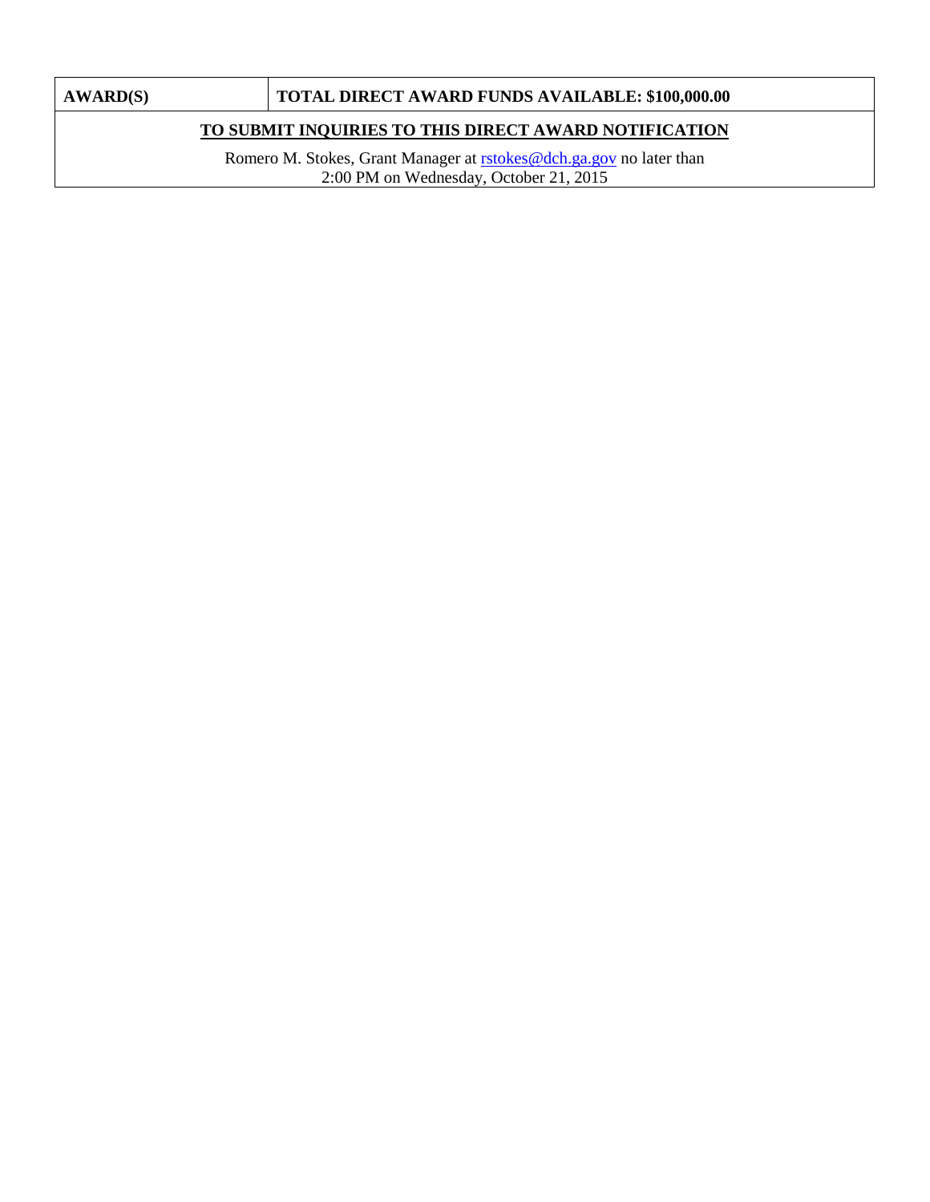| AWARD(S) | TOTAL DIRECT AWARD FUNDS AVAILABLE: $100,000.00 |
| --- | --- |
| **TO SUBMIT INQUIRIES TO THIS DIRECT AWARD NOTIFICATION** | |
| Romero M. Stokes, Grant Manager at rstokes@dch.ga.gov no later than 2:00 PM on Wednesday, October 21, 2015 | |